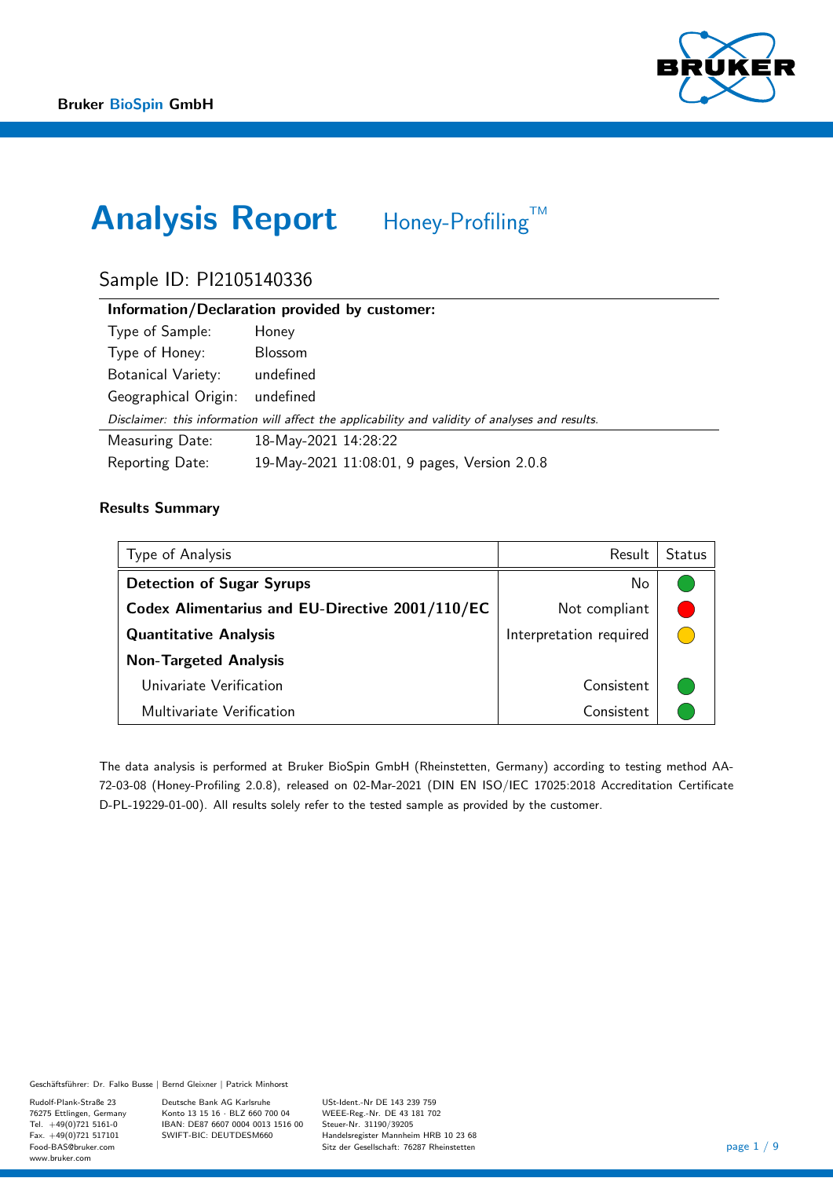Bruker BioSpin GmbH

# Analysis Report Honey-Profiling™

## Sample ID: PI2105140336

| Information/Declaration provided by customer: | |
|---|---|
| Type of Sample: | Honey |
| Type of Honey: | Blossom |
| Botanical Variety: | undefined |
| Geographical Origin: | undefined |

*Disclaimer: this information will affect the applicability and validity of analyses and results.*

| | |
|---|---|
| Measuring Date: | 18-May-2021 14:28:22 |
| Reporting Date: | 19-May-2021 11:08:01, 9 pages, Version 2.0.8 |

### Results Summary

| Type of Analysis | Result | Status |
|---|---|---|
| **Detection of Sugar Syrups** | No | green |
| **Codex Alimentarius and EU-Directive 2001/110/EC** | Not compliant | red |
| **Quantitative Analysis** | Interpretation required | yellow |
| **Non-Targeted Analysis** | | |
| Univariate Verification | Consistent | green |
| Multivariate Verification | Consistent | green |

The data analysis is performed at Bruker BioSpin GmbH (Rheinstetten, Germany) according to testing method AA-72-03-08 (Honey-Profiling 2.0.8), released on 02-Mar-2021 (DIN EN ISO/IEC 17025:2018 Accreditation Certificate D-PL-19229-01-00). All results solely refer to the tested sample as provided by the customer.

Geschäftsführer: Dr. Falko Busse | Bernd Gleixner | Patrick Minhorst

Rudolf-Plank-Straße 23
76275 Ettlingen, Germany
Tel. +49(0)721 5161-0
Fax. +49(0)721 517101
Food-BAS@bruker.com
www.bruker.com

Deutsche Bank AG Karlsruhe
Konto 13 15 16 · BLZ 660 700 04
IBAN: DE87 6607 0004 0013 1516 00
SWIFT-BIC: DEUTDESM660

USt-Ident.-Nr DE 143 239 759
WEEE-Reg.-Nr. DE 43 181 702
Steuer-Nr. 31190/39205
Handelsregister Mannheim HRB 10 23 68
Sitz der Gesellschaft: 76287 Rheinstetten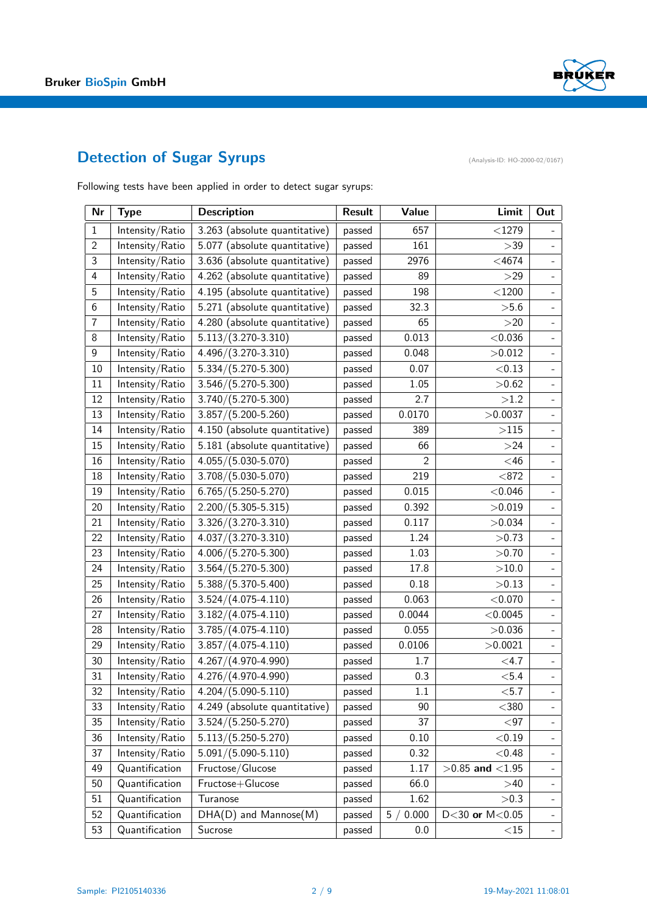## Detection of Sugar Syrups

(Analysis-ID: HO-2000-02/0167)

Following tests have been applied in order to detect sugar syrups:

| Nr | Type | Description | Result | Value | Limit | Out |
|---|---|---|---|---|---|---|
| 1 | Intensity/Ratio | 3.263 (absolute quantitative) | passed | 657 | <1279 | - |
| 2 | Intensity/Ratio | 5.077 (absolute quantitative) | passed | 161 | >39 | - |
| 3 | Intensity/Ratio | 3.636 (absolute quantitative) | passed | 2976 | <4674 | - |
| 4 | Intensity/Ratio | 4.262 (absolute quantitative) | passed | 89 | >29 | - |
| 5 | Intensity/Ratio | 4.195 (absolute quantitative) | passed | 198 | <1200 | - |
| 6 | Intensity/Ratio | 5.271 (absolute quantitative) | passed | 32.3 | >5.6 | - |
| 7 | Intensity/Ratio | 4.280 (absolute quantitative) | passed | 65 | >20 | - |
| 8 | Intensity/Ratio | 5.113/(3.270-3.310) | passed | 0.013 | <0.036 | - |
| 9 | Intensity/Ratio | 4.496/(3.270-3.310) | passed | 0.048 | >0.012 | - |
| 10 | Intensity/Ratio | 5.334/(5.270-5.300) | passed | 0.07 | <0.13 | - |
| 11 | Intensity/Ratio | 3.546/(5.270-5.300) | passed | 1.05 | >0.62 | - |
| 12 | Intensity/Ratio | 3.740/(5.270-5.300) | passed | 2.7 | >1.2 | - |
| 13 | Intensity/Ratio | 3.857/(5.200-5.260) | passed | 0.0170 | >0.0037 | - |
| 14 | Intensity/Ratio | 4.150 (absolute quantitative) | passed | 389 | >115 | - |
| 15 | Intensity/Ratio | 5.181 (absolute quantitative) | passed | 66 | >24 | - |
| 16 | Intensity/Ratio | 4.055/(5.030-5.070) | passed | 2 | <46 | - |
| 18 | Intensity/Ratio | 3.708/(5.030-5.070) | passed | 219 | <872 | - |
| 19 | Intensity/Ratio | 6.765/(5.250-5.270) | passed | 0.015 | <0.046 | - |
| 20 | Intensity/Ratio | 2.200/(5.305-5.315) | passed | 0.392 | >0.019 | - |
| 21 | Intensity/Ratio | 3.326/(3.270-3.310) | passed | 0.117 | >0.034 | - |
| 22 | Intensity/Ratio | 4.037/(3.270-3.310) | passed | 1.24 | >0.73 | - |
| 23 | Intensity/Ratio | 4.006/(5.270-5.300) | passed | 1.03 | >0.70 | - |
| 24 | Intensity/Ratio | 3.564/(5.270-5.300) | passed | 17.8 | >10.0 | - |
| 25 | Intensity/Ratio | 5.388/(5.370-5.400) | passed | 0.18 | >0.13 | - |
| 26 | Intensity/Ratio | 3.524/(4.075-4.110) | passed | 0.063 | <0.070 | - |
| 27 | Intensity/Ratio | 3.182/(4.075-4.110) | passed | 0.0044 | <0.0045 | - |
| 28 | Intensity/Ratio | 3.785/(4.075-4.110) | passed | 0.055 | >0.036 | - |
| 29 | Intensity/Ratio | 3.857/(4.075-4.110) | passed | 0.0106 | >0.0021 | - |
| 30 | Intensity/Ratio | 4.267/(4.970-4.990) | passed | 1.7 | <4.7 | - |
| 31 | Intensity/Ratio | 4.276/(4.970-4.990) | passed | 0.3 | <5.4 | - |
| 32 | Intensity/Ratio | 4.204/(5.090-5.110) | passed | 1.1 | <5.7 | - |
| 33 | Intensity/Ratio | 4.249 (absolute quantitative) | passed | 90 | <380 | - |
| 35 | Intensity/Ratio | 3.524/(5.250-5.270) | passed | 37 | <97 | - |
| 36 | Intensity/Ratio | 5.113/(5.250-5.270) | passed | 0.10 | <0.19 | - |
| 37 | Intensity/Ratio | 5.091/(5.090-5.110) | passed | 0.32 | <0.48 | - |
| 49 | Quantification | Fructose/Glucose | passed | 1.17 | >0.85 **and** <1.95 | - |
| 50 | Quantification | Fructose+Glucose | passed | 66.0 | >40 | - |
| 51 | Quantification | Turanose | passed | 1.62 | >0.3 | - |
| 52 | Quantification | DHA(D) and Mannose(M) | passed | 5 / 0.000 | D<30 **or** M<0.05 | - |
| 53 | Quantification | Sucrose | passed | 0.0 | <15 | - |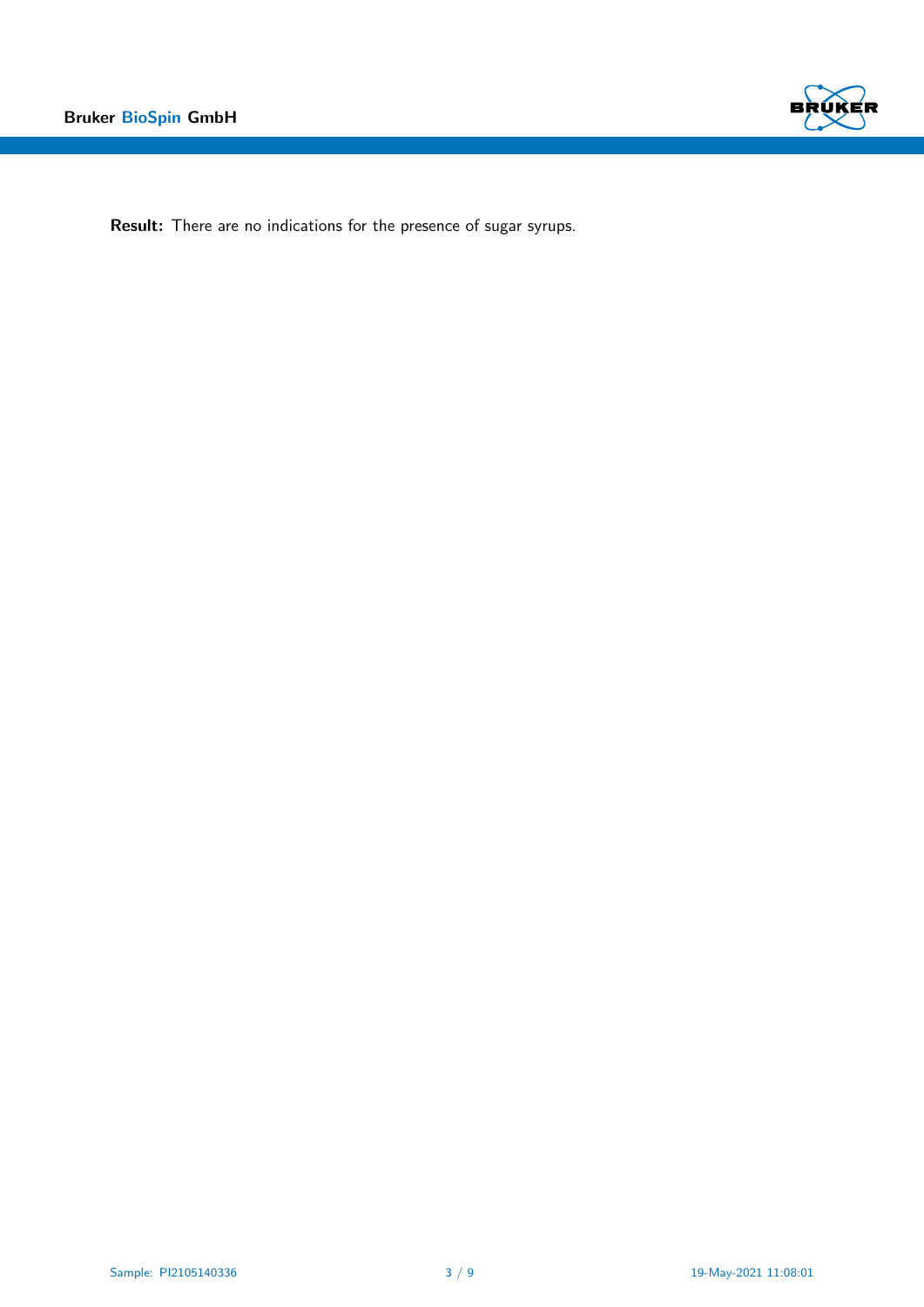**Result:** There are no indications for the presence of sugar syrups.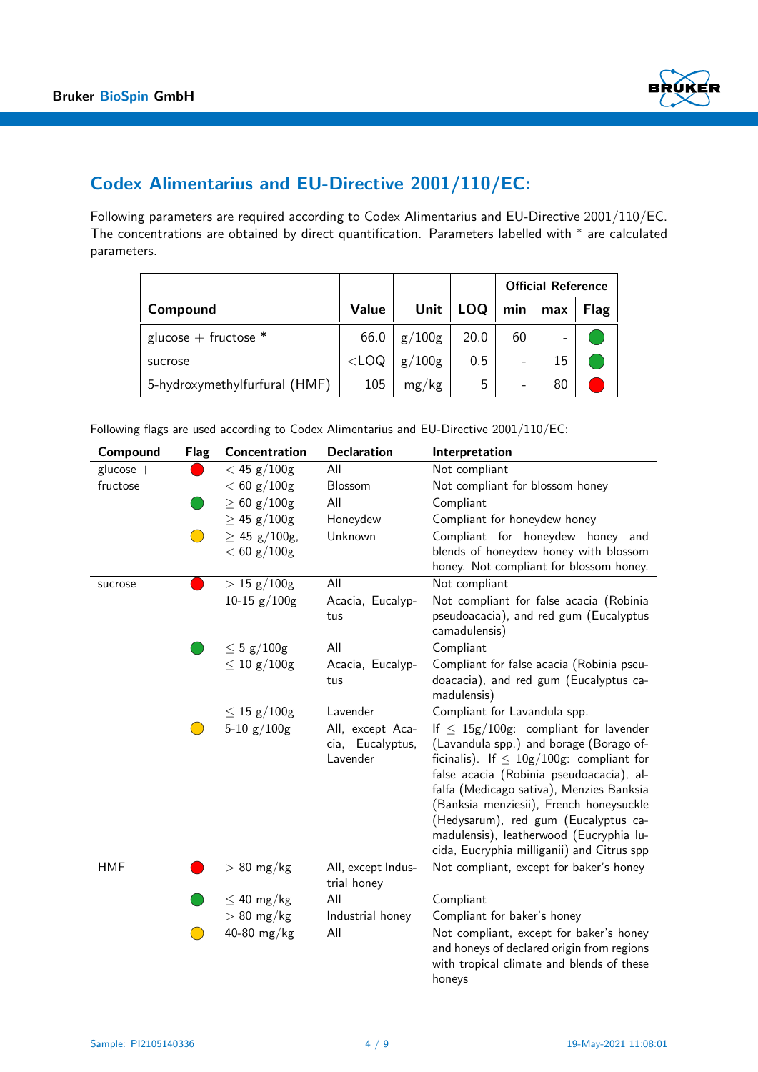## Codex Alimentarius and EU-Directive 2001/110/EC:

Following parameters are required according to Codex Alimentarius and EU-Directive 2001/110/EC. The concentrations are obtained by direct quantification. Parameters labelled with * are calculated parameters.

| Compound | Value | Unit | LOQ | Official Reference min | max | Flag |
|---|---|---|---|---|---|---|
| glucose + fructose * | 66.0 | g/100g | 20.0 | 60 | - | green |
| sucrose | <LOQ | g/100g | 0.5 | - | 15 | green |
| 5-hydroxymethylfurfural (HMF) | 105 | mg/kg | 5 | - | 80 | red |

Following flags are used according to Codex Alimentarius and EU-Directive 2001/110/EC:

| Compound | Flag | Concentration | Declaration | Interpretation |
|---|---|---|---|---|
| glucose + fructose | red | $< 45$ g/100g | All | Not compliant |
| | | $< 60$ g/100g | Blossom | Not compliant for blossom honey |
| | green | $\geq 60$ g/100g | All | Compliant |
| | | $\geq 45$ g/100g | Honeydew | Compliant for honeydew honey |
| | yellow | $\geq 45$ g/100g, $< 60$ g/100g | Unknown | Compliant for honeydew honey and blends of honeydew honey with blossom honey. Not compliant for blossom honey. |
| sucrose | red | $> 15$ g/100g | All | Not compliant |
| | | 10-15 g/100g | Acacia, Eucalyptus | Not compliant for false acacia (Robinia pseudoacacia), and red gum (Eucalyptus camadulensis) |
| | green | $\leq 5$ g/100g | All | Compliant |
| | | $\leq 10$ g/100g | Acacia, Eucalyptus | Compliant for false acacia (Robinia pseudoacacia), and red gum (Eucalyptus camadulensis) |
| | | $\leq 15$ g/100g | Lavender | Compliant for Lavandula spp. |
| | yellow | 5-10 g/100g | All, except Acacia, Eucalyptus, Lavender | If $\leq$ 15g/100g: compliant for lavender (Lavandula spp.) and borage (Borago officinalis). If $\leq$ 10g/100g: compliant for false acacia (Robinia pseudoacacia), alfalfa (Medicago sativa), Menzies Banksia (Banksia menziesii), French honeysuckle (Hedysarum), red gum (Eucalyptus camadulensis), leatherwood (Eucryphia lucida, Eucryphia milliganii) and Citrus spp |
| HMF | red | $> 80$ mg/kg | All, except Industrial honey | Not compliant, except for baker's honey |
| | green | $\leq 40$ mg/kg | All | Compliant |
| | | $> 80$ mg/kg | Industrial honey | Compliant for baker's honey |
| | yellow | 40-80 mg/kg | All | Not compliant, except for baker's honey and honeys of declared origin from regions with tropical climate and blends of these honeys |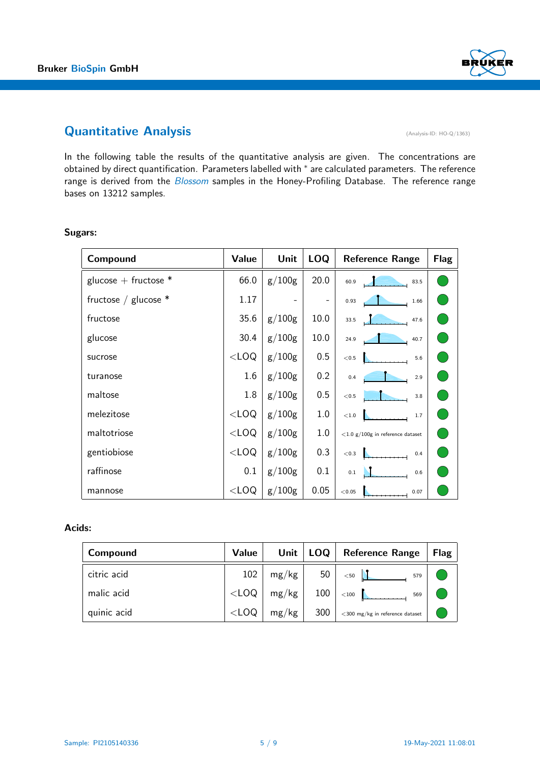## Quantitative Analysis

(Analysis-ID: HO-Q/1363)

In the following table the results of the quantitative analysis are given. The concentrations are obtained by direct quantification. Parameters labelled with * are calculated parameters. The reference range is derived from the *Blossom* samples in the Honey-Profiling Database. The reference range bases on 13212 samples.

**Sugars:**

| Compound | Value | Unit | LOQ | Reference Range | Flag |
|---|---|---|---|---|---|
| glucose + fructose * | 66.0 | g/100g | 20.0 | 60.9 – 83.5 | |
| fructose / glucose * | 1.17 | - | - | 0.93 – 1.66 | |
| fructose | 35.6 | g/100g | 10.0 | 33.5 – 47.6 | |
| glucose | 30.4 | g/100g | 10.0 | 24.9 – 40.7 | |
| sucrose | <LOQ | g/100g | 0.5 | <0.5 – 5.6 | |
| turanose | 1.6 | g/100g | 0.2 | 0.4 – 2.9 | |
| maltose | 1.8 | g/100g | 0.5 | <0.5 – 3.8 | |
| melezitose | <LOQ | g/100g | 1.0 | <1.0 – 1.7 | |
| maltotriose | <LOQ | g/100g | 1.0 | <1.0 g/100g in reference dataset | |
| gentiobiose | <LOQ | g/100g | 0.3 | <0.3 – 0.4 | |
| raffinose | 0.1 | g/100g | 0.1 | 0.1 – 0.6 | |
| mannose | <LOQ | g/100g | 0.05 | <0.05 – 0.07 | |

**Acids:**

| Compound | Value | Unit | LOQ | Reference Range | Flag |
|---|---|---|---|---|---|
| citric acid | 102 | mg/kg | 50 | <50 – 579 | |
| malic acid | <LOQ | mg/kg | 100 | <100 – 569 | |
| quinic acid | <LOQ | mg/kg | 300 | <300 mg/kg in reference dataset | |

Sample: PI2105140336

19-May-2021 11:08:01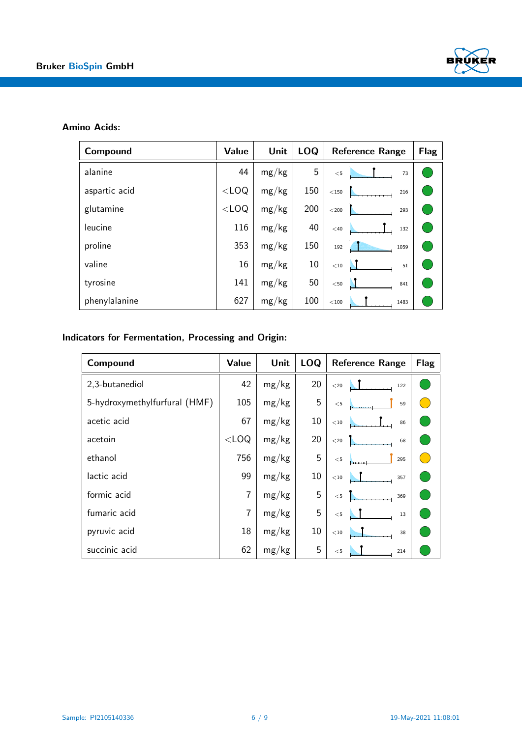## Amino Acids:

| Compound | Value | Unit | LOQ | Reference Range | Flag |
|---|---|---|---|---|---|
| alanine | 44 | mg/kg | 5 | <5 – 73 | |
| aspartic acid | <LOQ | mg/kg | 150 | <150 – 216 | |
| glutamine | <LOQ | mg/kg | 200 | <200 – 293 | |
| leucine | 116 | mg/kg | 40 | <40 – 132 | |
| proline | 353 | mg/kg | 150 | 192 – 1059 | |
| valine | 16 | mg/kg | 10 | <10 – 51 | |
| tyrosine | 141 | mg/kg | 50 | <50 – 841 | |
| phenylalanine | 627 | mg/kg | 100 | <100 – 1483 | |

## Indicators for Fermentation, Processing and Origin:

| Compound | Value | Unit | LOQ | Reference Range | Flag |
|---|---|---|---|---|---|
| 2,3-butanediol | 42 | mg/kg | 20 | <20 – 122 | |
| 5-hydroxymethylfurfural (HMF) | 105 | mg/kg | 5 | <5 – 59 | |
| acetic acid | 67 | mg/kg | 10 | <10 – 86 | |
| acetoin | <LOQ | mg/kg | 20 | <20 – 68 | |
| ethanol | 756 | mg/kg | 5 | <5 – 295 | |
| lactic acid | 99 | mg/kg | 10 | <10 – 357 | |
| formic acid | 7 | mg/kg | 5 | <5 – 369 | |
| fumaric acid | 7 | mg/kg | 5 | <5 – 13 | |
| pyruvic acid | 18 | mg/kg | 10 | <10 – 38 | |
| succinic acid | 62 | mg/kg | 5 | <5 – 214 | |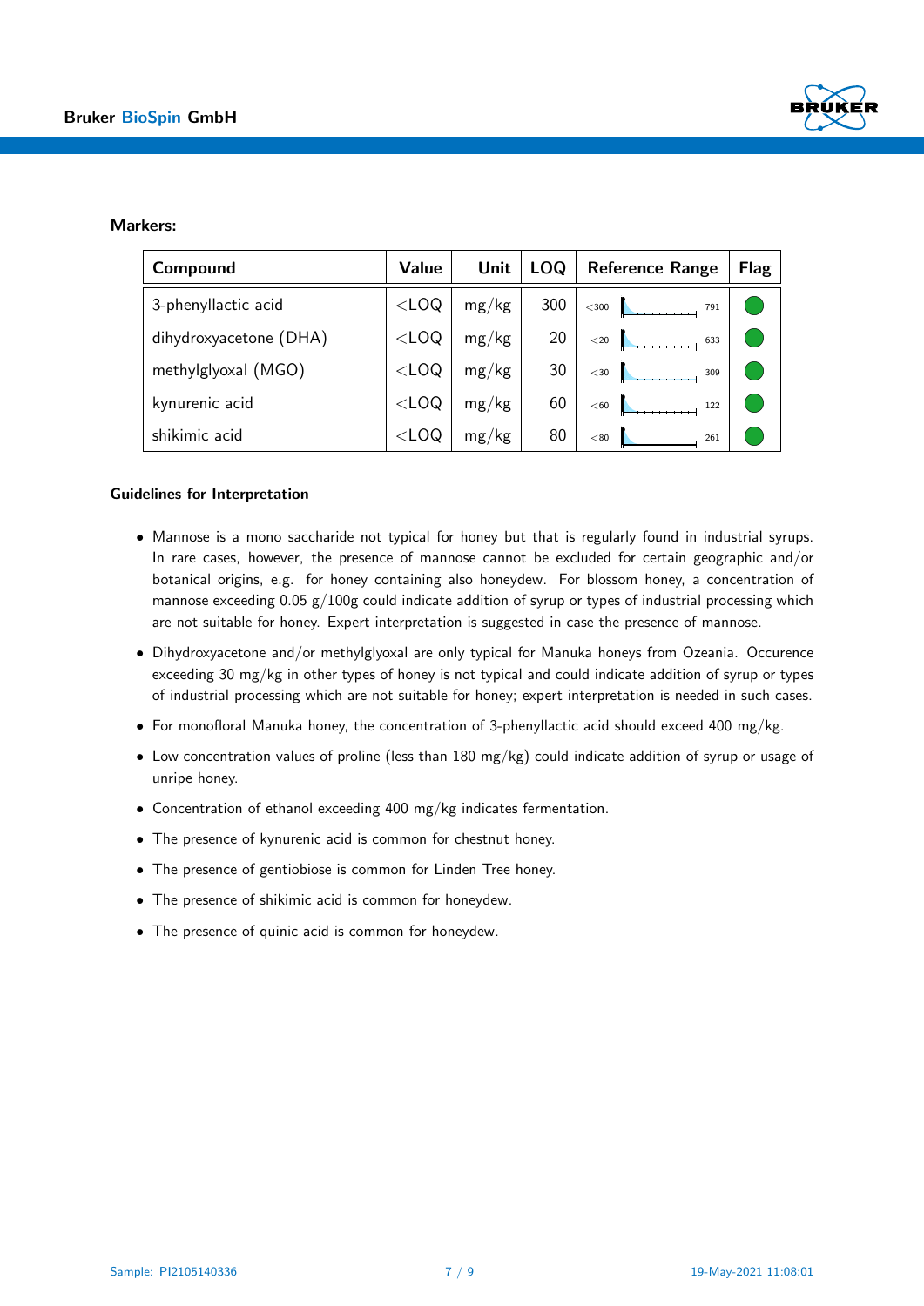**Markers:**

| Compound | Value | Unit | LOQ | Reference Range | Flag |
|---|---|---|---|---|---|
| 3-phenyllactic acid | <LOQ | mg/kg | 300 | <300 … 791 | ● |
| dihydroxyacetone (DHA) | <LOQ | mg/kg | 20 | <20 … 633 | ● |
| methylglyoxal (MGO) | <LOQ | mg/kg | 30 | <30 … 309 | ● |
| kynurenic acid | <LOQ | mg/kg | 60 | <60 … 122 | ● |
| shikimic acid | <LOQ | mg/kg | 80 | <80 … 261 | ● |

**Guidelines for Interpretation**

- Mannose is a mono saccharide not typical for honey but that is regularly found in industrial syrups. In rare cases, however, the presence of mannose cannot be excluded for certain geographic and/or botanical origins, e.g. for honey containing also honeydew. For blossom honey, a concentration of mannose exceeding 0.05 g/100g could indicate addition of syrup or types of industrial processing which are not suitable for honey. Expert interpretation is suggested in case the presence of mannose.
- Dihydroxyacetone and/or methylglyoxal are only typical for Manuka honeys from Ozeania. Occurence exceeding 30 mg/kg in other types of honey is not typical and could indicate addition of syrup or types of industrial processing which are not suitable for honey; expert interpretation is needed in such cases.
- For monofloral Manuka honey, the concentration of 3-phenyllactic acid should exceed 400 mg/kg.
- Low concentration values of proline (less than 180 mg/kg) could indicate addition of syrup or usage of unripe honey.
- Concentration of ethanol exceeding 400 mg/kg indicates fermentation.
- The presence of kynurenic acid is common for chestnut honey.
- The presence of gentiobiose is common for Linden Tree honey.
- The presence of shikimic acid is common for honeydew.
- The presence of quinic acid is common for honeydew.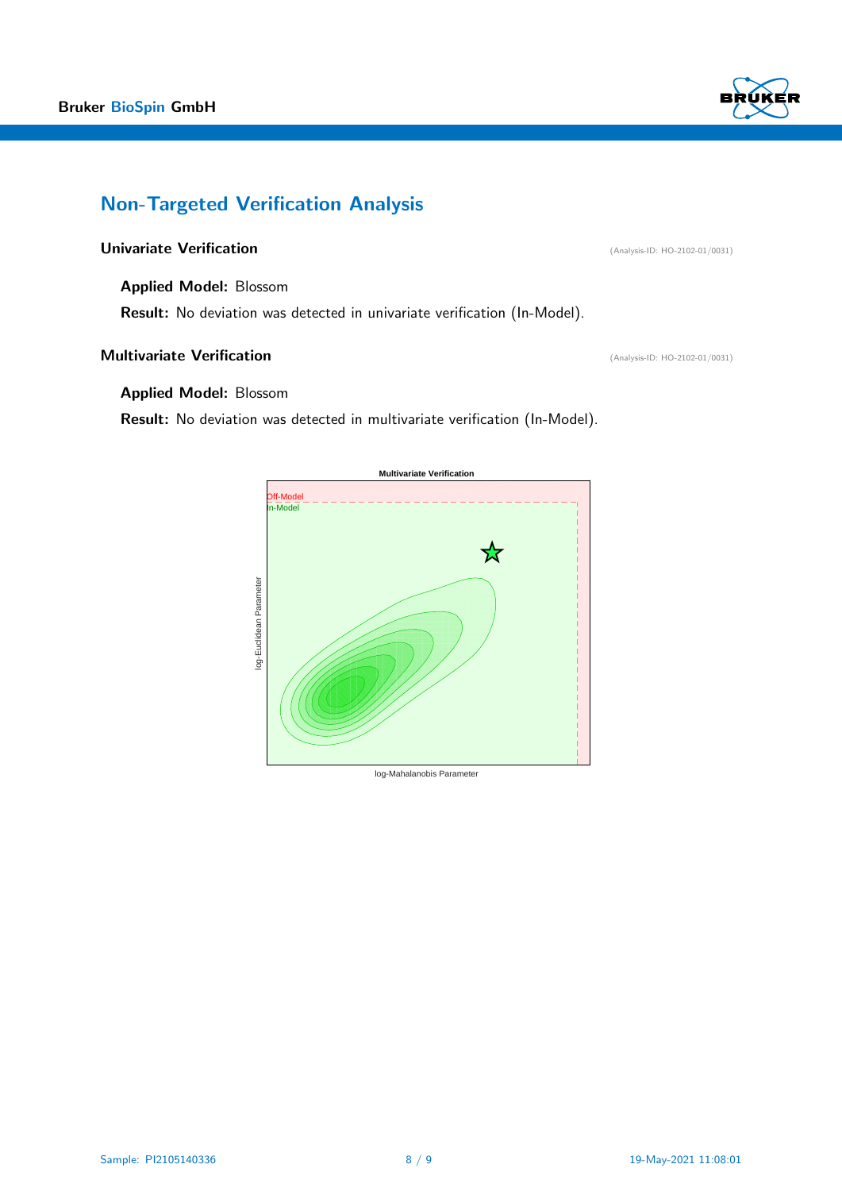## Non-Targeted Verification Analysis

### Univariate Verification

(Analysis-ID: HO-2102-01/0031)

**Applied Model:** Blossom

**Result:** No deviation was detected in univariate verification (In-Model).

### Multivariate Verification

(Analysis-ID: HO-2102-01/0031)

**Applied Model:** Blossom

**Result:** No deviation was detected in multivariate verification (In-Model).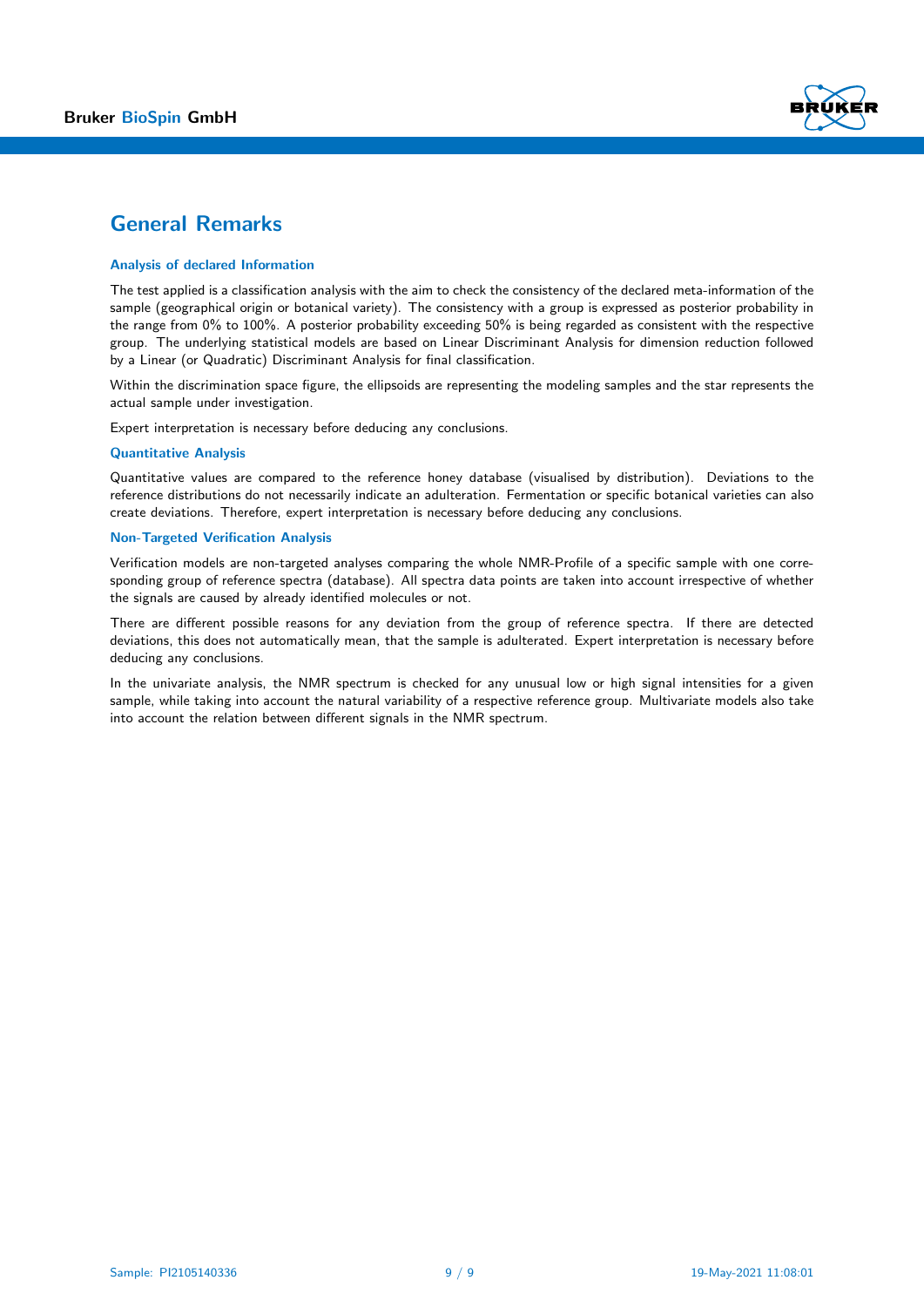# General Remarks

### Analysis of declared Information

The test applied is a classification analysis with the aim to check the consistency of the declared meta-information of the sample (geographical origin or botanical variety). The consistency with a group is expressed as posterior probability in the range from 0% to 100%. A posterior probability exceeding 50% is being regarded as consistent with the respective group. The underlying statistical models are based on Linear Discriminant Analysis for dimension reduction followed by a Linear (or Quadratic) Discriminant Analysis for final classification.

Within the discrimination space figure, the ellipsoids are representing the modeling samples and the star represents the actual sample under investigation.

Expert interpretation is necessary before deducing any conclusions.

### Quantitative Analysis

Quantitative values are compared to the reference honey database (visualised by distribution). Deviations to the reference distributions do not necessarily indicate an adulteration. Fermentation or specific botanical varieties can also create deviations. Therefore, expert interpretation is necessary before deducing any conclusions.

### Non-Targeted Verification Analysis

Verification models are non-targeted analyses comparing the whole NMR-Profile of a specific sample with one corresponding group of reference spectra (database). All spectra data points are taken into account irrespective of whether the signals are caused by already identified molecules or not.

There are different possible reasons for any deviation from the group of reference spectra. If there are detected deviations, this does not automatically mean, that the sample is adulterated. Expert interpretation is necessary before deducing any conclusions.

In the univariate analysis, the NMR spectrum is checked for any unusual low or high signal intensities for a given sample, while taking into account the natural variability of a respective reference group. Multivariate models also take into account the relation between different signals in the NMR spectrum.